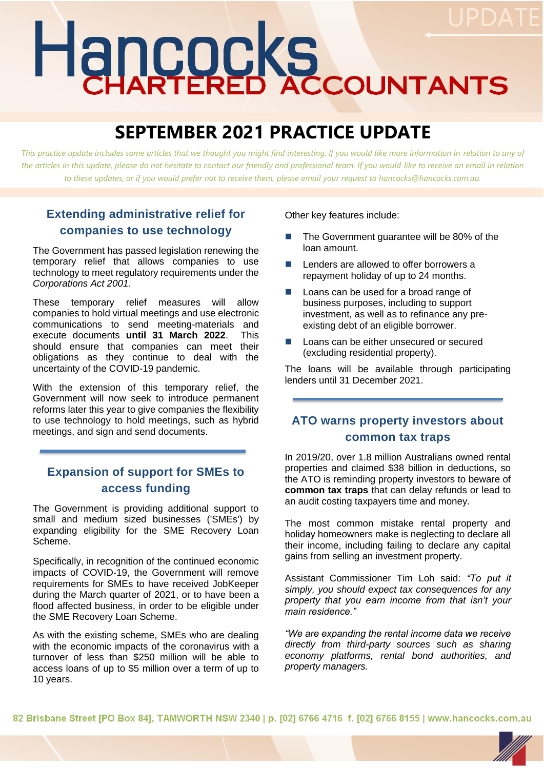# Hancocks CHARTERED ACCOUNTANTS

UPDATE

# SEPTEMBER 2021 PRACTICE UPDATE

*This practice update includes some articles that we thought you might find interesting. If you would like more information in relation to any of the articles in this update, please do not hesitate to contact our friendly and professional team. If you would like to receive an email in relation to these updates, or if you would prefer not to receive them, please email your request to hancocks@hancocks.com.au.*

## Extending administrative relief for companies to use technology

The Government has passed legislation renewing the temporary relief that allows companies to use technology to meet regulatory requirements under the *Corporations Act 2001*.

These temporary relief measures will allow companies to hold virtual meetings and use electronic communications to send meeting-materials and execute documents **until 31 March 2022**. This should ensure that companies can meet their obligations as they continue to deal with the uncertainty of the COVID-19 pandemic.

With the extension of this temporary relief, the Government will now seek to introduce permanent reforms later this year to give companies the flexibility to use technology to hold meetings, such as hybrid meetings, and sign and send documents.

## Expansion of support for SMEs to access funding

The Government is providing additional support to small and medium sized businesses ('SMEs') by expanding eligibility for the SME Recovery Loan Scheme.

Specifically, in recognition of the continued economic impacts of COVID-19, the Government will remove requirements for SMEs to have received JobKeeper during the March quarter of 2021, or to have been a flood affected business, in order to be eligible under the SME Recovery Loan Scheme.

As with the existing scheme, SMEs who are dealing with the economic impacts of the coronavirus with a turnover of less than $250 million will be able to access loans of up to $5 million over a term of up to 10 years.

Other key features include:

- The Government guarantee will be 80% of the loan amount.
- Lenders are allowed to offer borrowers a repayment holiday of up to 24 months.
- Loans can be used for a broad range of business purposes, including to support investment, as well as to refinance any pre-existing debt of an eligible borrower.
- Loans can be either unsecured or secured (excluding residential property).

The loans will be available through participating lenders until 31 December 2021.

## ATO warns property investors about common tax traps

In 2019/20, over 1.8 million Australians owned rental properties and claimed $38 billion in deductions, so the ATO is reminding property investors to beware of **common tax traps** that can delay refunds or lead to an audit costing taxpayers time and money.

The most common mistake rental property and holiday homeowners make is neglecting to declare all their income, including failing to declare any capital gains from selling an investment property.

Assistant Commissioner Tim Loh said: *"To put it simply, you should expect tax consequences for any property that you earn income from that isn't your main residence."*

*"We are expanding the rental income data we receive directly from third-party sources such as sharing economy platforms, rental bond authorities, and property managers.*

82 Brisbane Street [PO Box 84], TAMWORTH NSW 2340 | p. [02] 6766 4716 f. [02] 6766 8155 | www.hancocks.com.au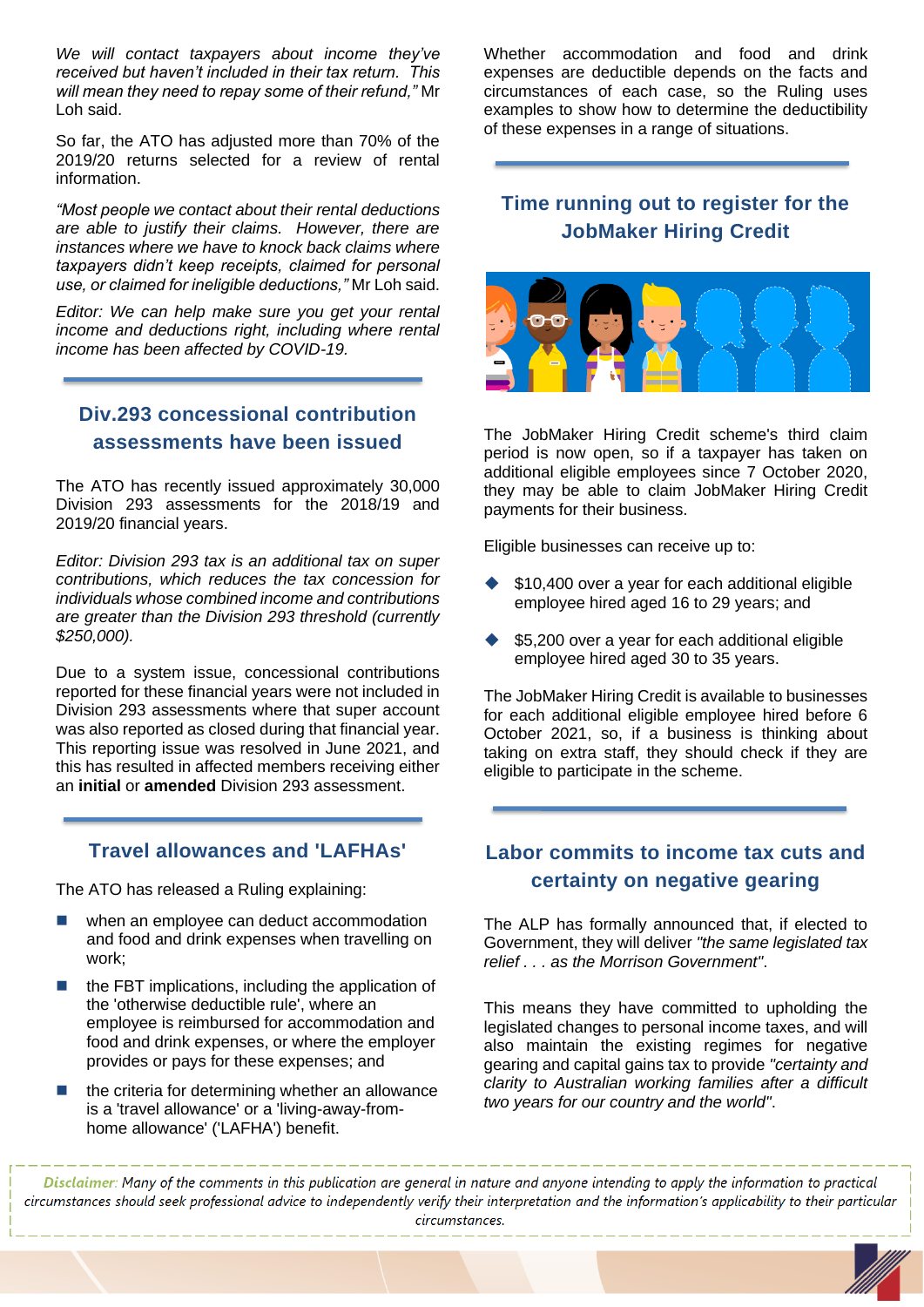*We will contact taxpayers about income they've received but haven't included in their tax return. This will mean they need to repay some of their refund,"* Mr Loh said.

So far, the ATO has adjusted more than 70% of the 2019/20 returns selected for a review of rental information.

*"Most people we contact about their rental deductions are able to justify their claims. However, there are instances where we have to knock back claims where taxpayers didn't keep receipts, claimed for personal use, or claimed for ineligible deductions,"* Mr Loh said.

*Editor: We can help make sure you get your rental income and deductions right, including where rental income has been affected by COVID-19.*

## Div.293 concessional contribution assessments have been issued

The ATO has recently issued approximately 30,000 Division 293 assessments for the 2018/19 and 2019/20 financial years.

*Editor: Division 293 tax is an additional tax on super contributions, which reduces the tax concession for individuals whose combined income and contributions are greater than the Division 293 threshold (currently $250,000).*

Due to a system issue, concessional contributions reported for these financial years were not included in Division 293 assessments where that super account was also reported as closed during that financial year. This reporting issue was resolved in June 2021, and this has resulted in affected members receiving either an **initial** or **amended** Division 293 assessment.

## Travel allowances and 'LAFHAs'

The ATO has released a Ruling explaining:

- when an employee can deduct accommodation and food and drink expenses when travelling on work;
- the FBT implications, including the application of the 'otherwise deductible rule', where an employee is reimbursed for accommodation and food and drink expenses, or where the employer provides or pays for these expenses; and
- the criteria for determining whether an allowance is a 'travel allowance' or a 'living-away-from-home allowance' ('LAFHA') benefit.

Whether accommodation and food and drink expenses are deductible depends on the facts and circumstances of each case, so the Ruling uses examples to show how to determine the deductibility of these expenses in a range of situations.

## Time running out to register for the JobMaker Hiring Credit

The JobMaker Hiring Credit scheme's third claim period is now open, so if a taxpayer has taken on additional eligible employees since 7 October 2020, they may be able to claim JobMaker Hiring Credit payments for their business.

Eligible businesses can receive up to:

- $10,400 over a year for each additional eligible employee hired aged 16 to 29 years; and
- $5,200 over a year for each additional eligible employee hired aged 30 to 35 years.

The JobMaker Hiring Credit is available to businesses for each additional eligible employee hired before 6 October 2021, so, if a business is thinking about taking on extra staff, they should check if they are eligible to participate in the scheme.

## Labor commits to income tax cuts and certainty on negative gearing

The ALP has formally announced that, if elected to Government, they will deliver *"the same legislated tax relief . . . as the Morrison Government"*.

This means they have committed to upholding the legislated changes to personal income taxes, and will also maintain the existing regimes for negative gearing and capital gains tax to provide *"certainty and clarity to Australian working families after a difficult two years for our country and the world"*.

*Disclaimer: Many of the comments in this publication are general in nature and anyone intending to apply the information to practical circumstances should seek professional advice to independently verify their interpretation and the information's applicability to their particular circumstances.*